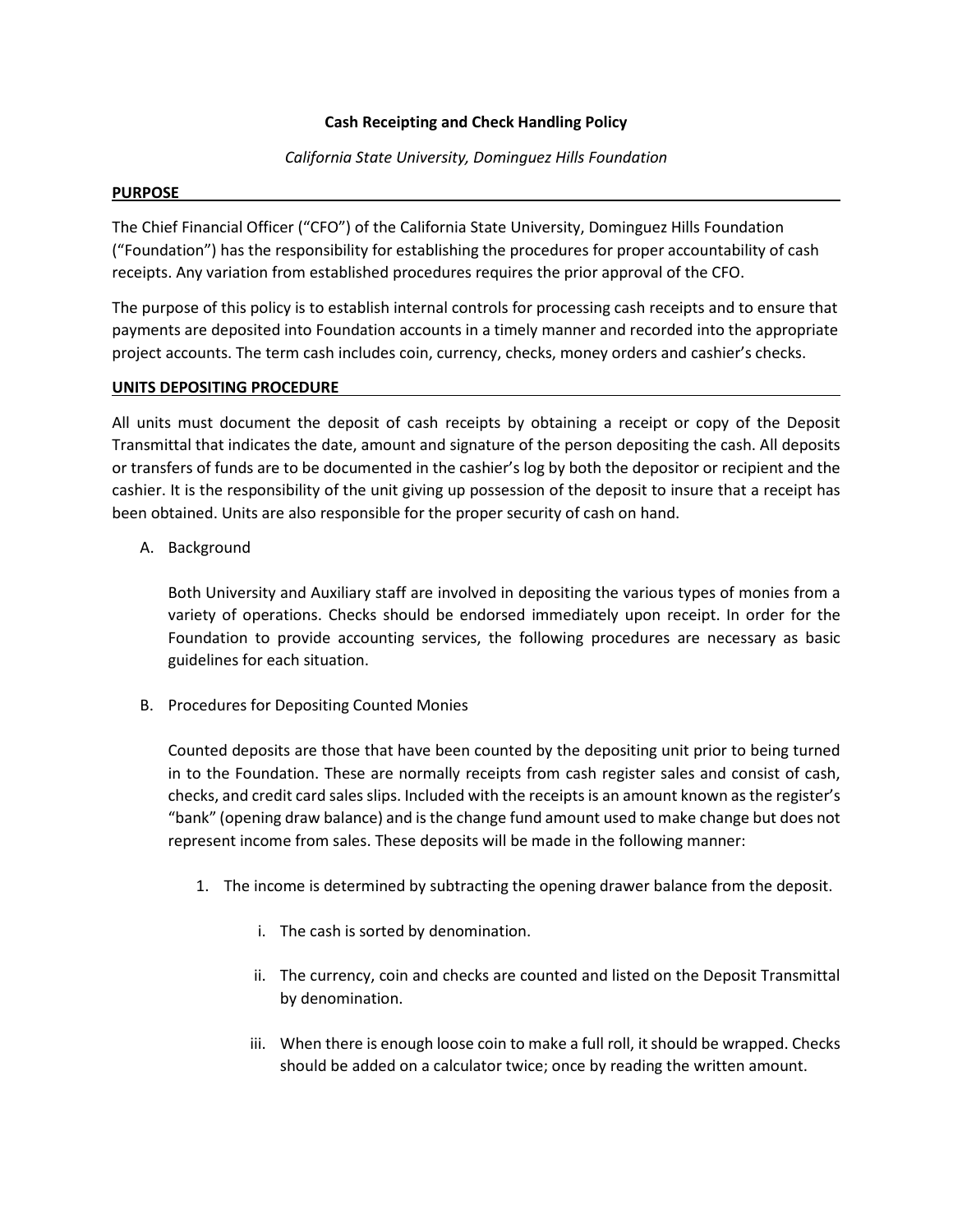**Cash Receipting and Check Handling Policy**

*California State University, Dominguez Hills Foundation*

**PURPOSE**

The Chief Financial Officer ("CFO") of the California State University, Dominguez Hills Foundation ("Foundation") has the responsibility for establishing the procedures for proper accountability of cash receipts. Any variation from established procedures requires the prior approval of the CFO.

The purpose of this policy is to establish internal controls for processing cash receipts and to ensure that payments are deposited into Foundation accounts in a timely manner and recorded into the appropriate project accounts. The term cash includes coin, currency, checks, money orders and cashier's checks.

**UNITS DEPOSITING PROCEDURE**

All units must document the deposit of cash receipts by obtaining a receipt or copy of the Deposit Transmittal that indicates the date, amount and signature of the person depositing the cash. All deposits or transfers of funds are to be documented in the cashier's log by both the depositor or recipient and the cashier. It is the responsibility of the unit giving up possession of the deposit to insure that a receipt has been obtained. Units are also responsible for the proper security of cash on hand.

A. Background

   Both University and Auxiliary staff are involved in depositing the various types of monies from a variety of operations. Checks should be endorsed immediately upon receipt. In order for the Foundation to provide accounting services, the following procedures are necessary as basic guidelines for each situation.

B. Procedures for Depositing Counted Monies

   Counted deposits are those that have been counted by the depositing unit prior to being turned in to the Foundation. These are normally receipts from cash register sales and consist of cash, checks, and credit card sales slips. Included with the receipts is an amount known as the register's "bank" (opening draw balance) and is the change fund amount used to make change but does not represent income from sales. These deposits will be made in the following manner:

   1. The income is determined by subtracting the opening drawer balance from the deposit.

      i. The cash is sorted by denomination.

      ii. The currency, coin and checks are counted and listed on the Deposit Transmittal by denomination.

      iii. When there is enough loose coin to make a full roll, it should be wrapped. Checks should be added on a calculator twice; once by reading the written amount.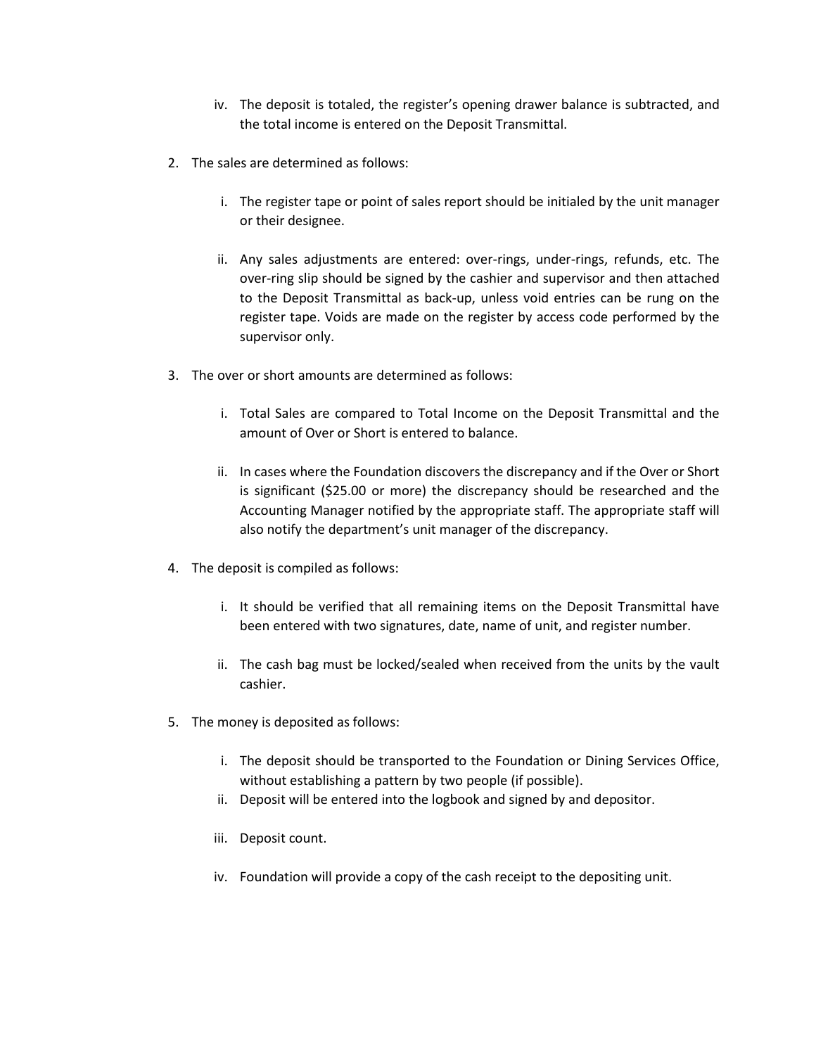iv. The deposit is totaled, the register's opening drawer balance is subtracted, and the total income is entered on the Deposit Transmittal.

2. The sales are determined as follows:

    i. The register tape or point of sales report should be initialed by the unit manager or their designee.

    ii. Any sales adjustments are entered: over-rings, under-rings, refunds, etc. The over-ring slip should be signed by the cashier and supervisor and then attached to the Deposit Transmittal as back-up, unless void entries can be rung on the register tape. Voids are made on the register by access code performed by the supervisor only.

3. The over or short amounts are determined as follows:

    i. Total Sales are compared to Total Income on the Deposit Transmittal and the amount of Over or Short is entered to balance.

    ii. In cases where the Foundation discovers the discrepancy and if the Over or Short is significant ($25.00 or more) the discrepancy should be researched and the Accounting Manager notified by the appropriate staff. The appropriate staff will also notify the department's unit manager of the discrepancy.

4. The deposit is compiled as follows:

    i. It should be verified that all remaining items on the Deposit Transmittal have been entered with two signatures, date, name of unit, and register number.

    ii. The cash bag must be locked/sealed when received from the units by the vault cashier.

5. The money is deposited as follows:

    i. The deposit should be transported to the Foundation or Dining Services Office, without establishing a pattern by two people (if possible).
    ii. Deposit will be entered into the logbook and signed by and depositor.

    iii. Deposit count.

    iv. Foundation will provide a copy of the cash receipt to the depositing unit.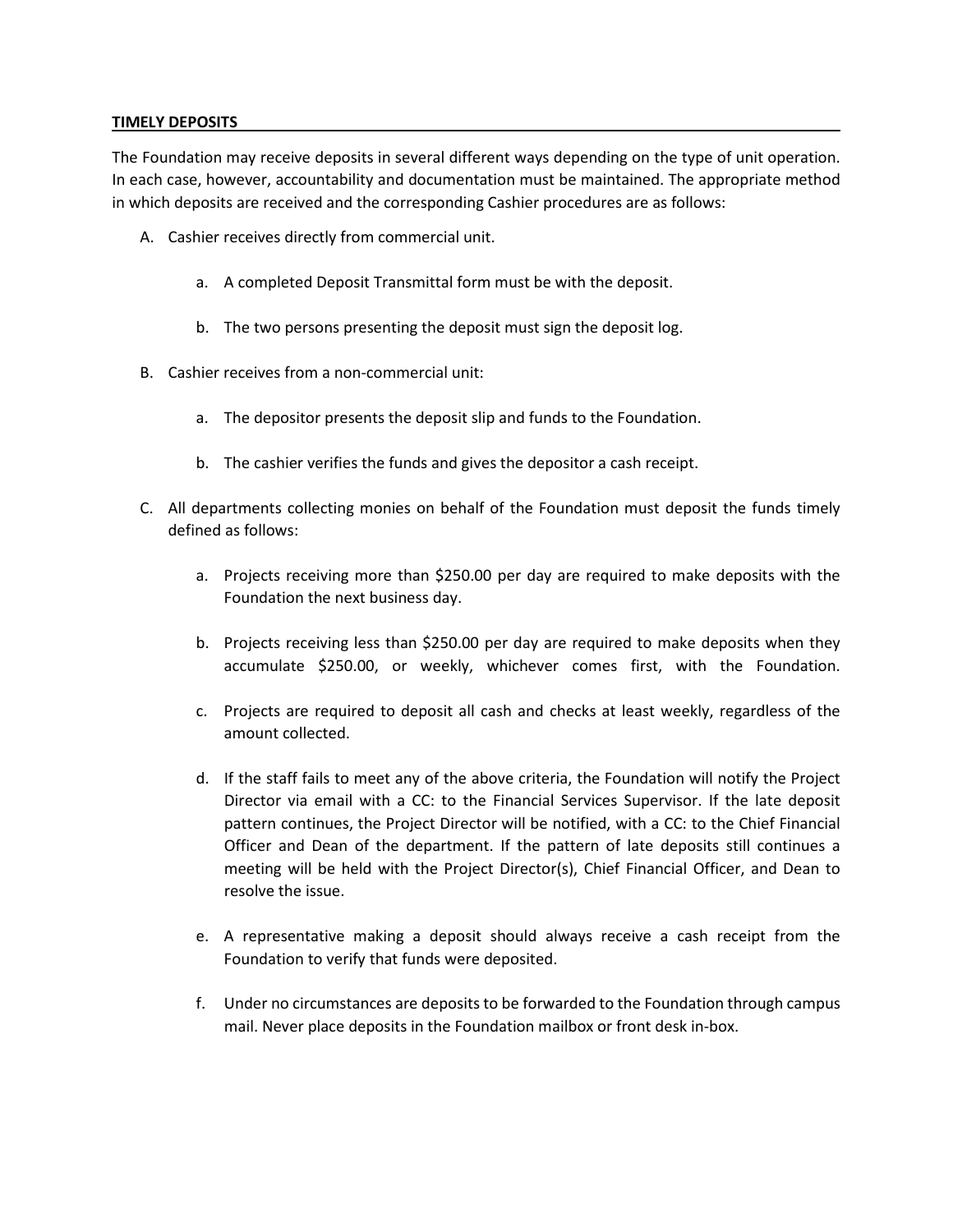## TIMELY DEPOSITS

The Foundation may receive deposits in several different ways depending on the type of unit operation. In each case, however, accountability and documentation must be maintained. The appropriate method in which deposits are received and the corresponding Cashier procedures are as follows:

A. Cashier receives directly from commercial unit.

    a. A completed Deposit Transmittal form must be with the deposit.

    b. The two persons presenting the deposit must sign the deposit log.

B. Cashier receives from a non-commercial unit:

    a. The depositor presents the deposit slip and funds to the Foundation.

    b. The cashier verifies the funds and gives the depositor a cash receipt.

C. All departments collecting monies on behalf of the Foundation must deposit the funds timely defined as follows:

    a. Projects receiving more than $250.00 per day are required to make deposits with the Foundation the next business day.

    b. Projects receiving less than $250.00 per day are required to make deposits when they accumulate $250.00, or weekly, whichever comes first, with the Foundation.

    c. Projects are required to deposit all cash and checks at least weekly, regardless of the amount collected.

    d. If the staff fails to meet any of the above criteria, the Foundation will notify the Project Director via email with a CC: to the Financial Services Supervisor. If the late deposit pattern continues, the Project Director will be notified, with a CC: to the Chief Financial Officer and Dean of the department. If the pattern of late deposits still continues a meeting will be held with the Project Director(s), Chief Financial Officer, and Dean to resolve the issue.

    e. A representative making a deposit should always receive a cash receipt from the Foundation to verify that funds were deposited.

    f. Under no circumstances are deposits to be forwarded to the Foundation through campus mail. Never place deposits in the Foundation mailbox or front desk in-box.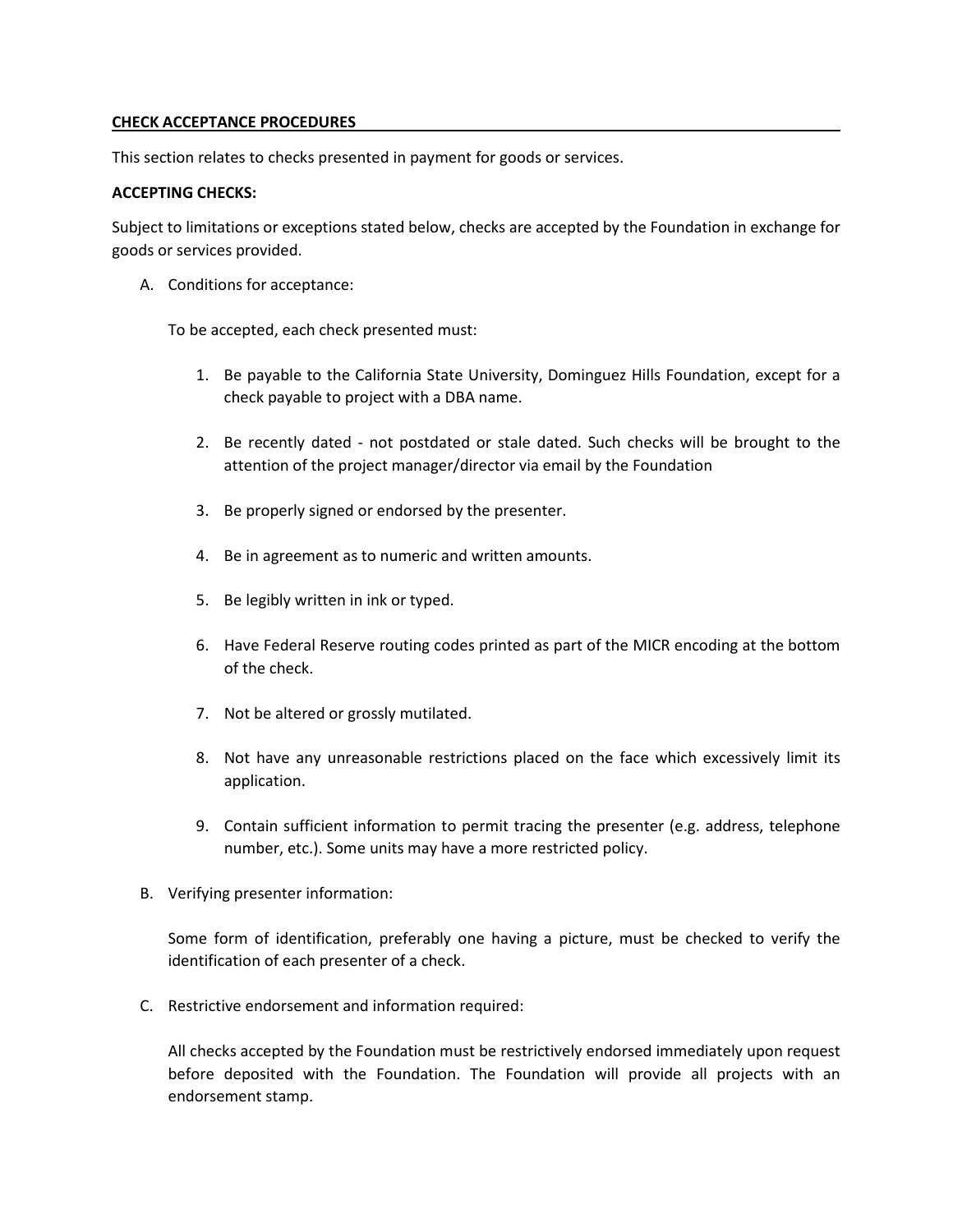## CHECK ACCEPTANCE PROCEDURES

This section relates to checks presented in payment for goods or services.

**ACCEPTING CHECKS:**

Subject to limitations or exceptions stated below, checks are accepted by the Foundation in exchange for goods or services provided.

A. Conditions for acceptance:

   To be accepted, each check presented must:

   1. Be payable to the California State University, Dominguez Hills Foundation, except for a check payable to project with a DBA name.

   2. Be recently dated - not postdated or stale dated. Such checks will be brought to the attention of the project manager/director via email by the Foundation

   3. Be properly signed or endorsed by the presenter.

   4. Be in agreement as to numeric and written amounts.

   5. Be legibly written in ink or typed.

   6. Have Federal Reserve routing codes printed as part of the MICR encoding at the bottom of the check.

   7. Not be altered or grossly mutilated.

   8. Not have any unreasonable restrictions placed on the face which excessively limit its application.

   9. Contain sufficient information to permit tracing the presenter (e.g. address, telephone number, etc.). Some units may have a more restricted policy.

B. Verifying presenter information:

   Some form of identification, preferably one having a picture, must be checked to verify the identification of each presenter of a check.

C. Restrictive endorsement and information required:

   All checks accepted by the Foundation must be restrictively endorsed immediately upon request before deposited with the Foundation. The Foundation will provide all projects with an endorsement stamp.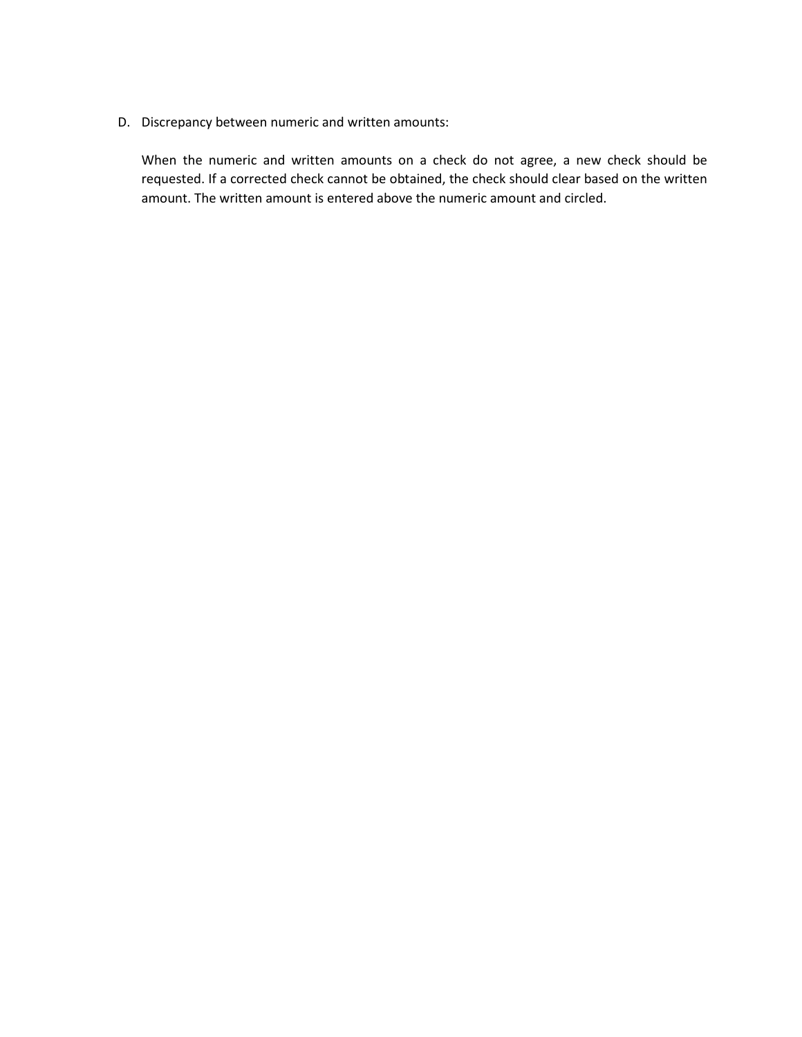D. Discrepancy between numeric and written amounts:

   When the numeric and written amounts on a check do not agree, a new check should be requested. If a corrected check cannot be obtained, the check should clear based on the written amount. The written amount is entered above the numeric amount and circled.